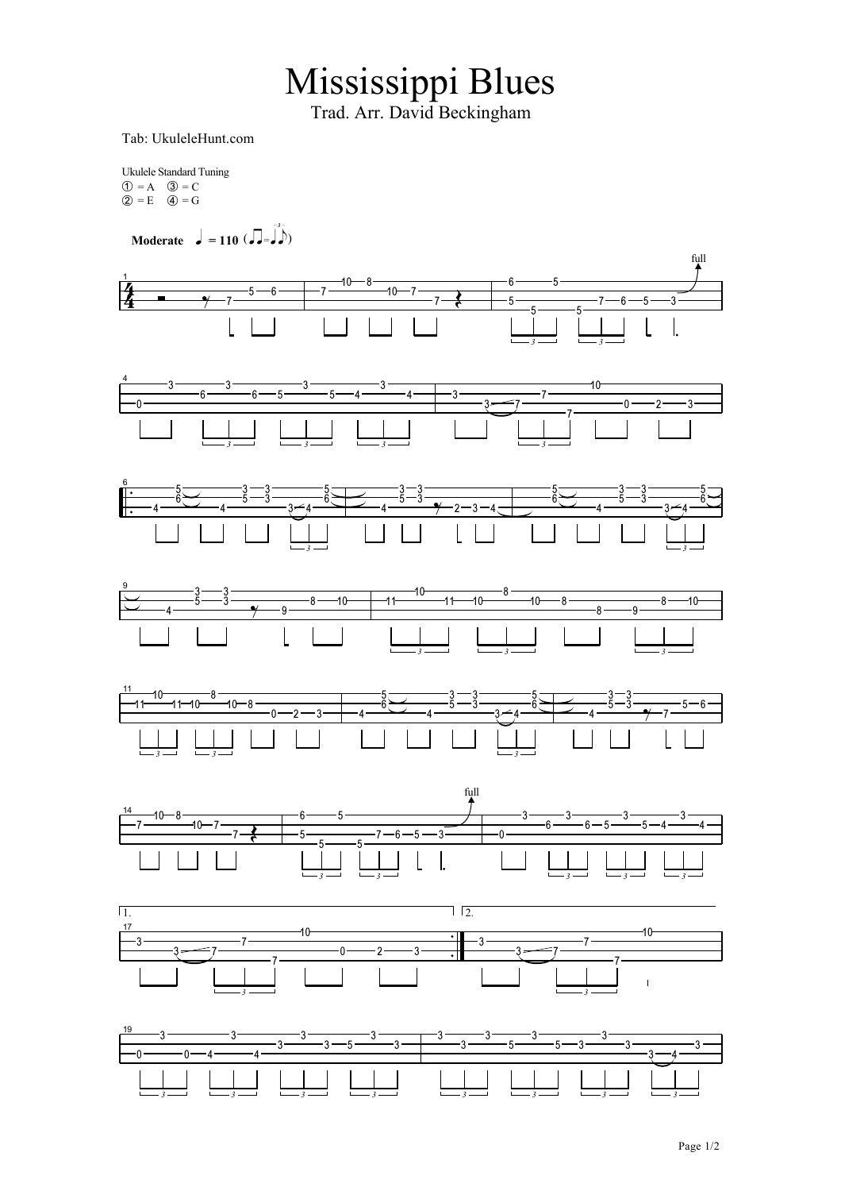# Mississippi Blues

Trad. Arr. David Beckingham

Tab: UkuleleHunt.com

Ukulele Standard Tuning
① = A ③ = C
② = E ④ = G

**Moderate** ♩ = 110